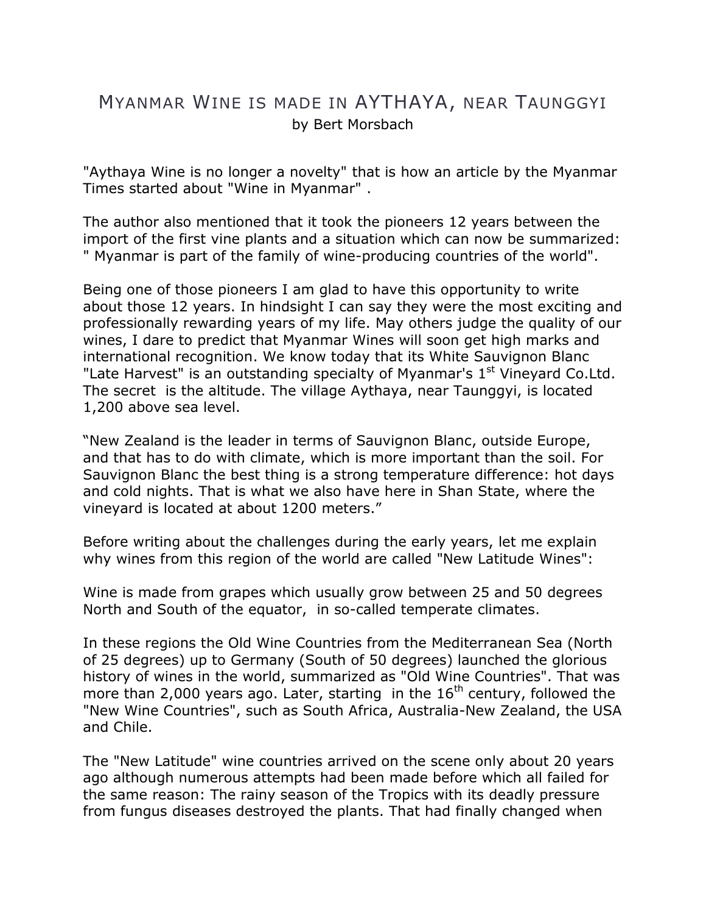# MYANMAR WINE IS MADE IN AYTHAYA, NEAR TAUNGGYI

by Bert Morsbach

"Aythaya Wine is no longer a novelty" that is how an article by the Myanmar Times started about "Wine in Myanmar" .

The author also mentioned that it took the pioneers 12 years between the import of the first vine plants and a situation which can now be summarized: " Myanmar is part of the family of wine-producing countries of the world".

Being one of those pioneers I am glad to have this opportunity to write about those 12 years. In hindsight I can say they were the most exciting and professionally rewarding years of my life. May others judge the quality of our wines, I dare to predict that Myanmar Wines will soon get high marks and international recognition. We know today that its White Sauvignon Blanc "Late Harvest" is an outstanding specialty of Myanmar's 1st Vineyard Co.Ltd. The secret is the altitude. The village Aythaya, near Taunggyi, is located 1,200 above sea level.

“New Zealand is the leader in terms of Sauvignon Blanc, outside Europe, and that has to do with climate, which is more important than the soil. For Sauvignon Blanc the best thing is a strong temperature difference: hot days and cold nights. That is what we also have here in Shan State, where the vineyard is located at about 1200 meters.”

Before writing about the challenges during the early years, let me explain why wines from this region of the world are called "New Latitude Wines":

Wine is made from grapes which usually grow between 25 and 50 degrees North and South of the equator, in so-called temperate climates.

In these regions the Old Wine Countries from the Mediterranean Sea (North of 25 degrees) up to Germany (South of 50 degrees) launched the glorious history of wines in the world, summarized as "Old Wine Countries". That was more than 2,000 years ago. Later, starting in the 16th century, followed the "New Wine Countries", such as South Africa, Australia-New Zealand, the USA and Chile.

The "New Latitude" wine countries arrived on the scene only about 20 years ago although numerous attempts had been made before which all failed for the same reason: The rainy season of the Tropics with its deadly pressure from fungus diseases destroyed the plants. That had finally changed when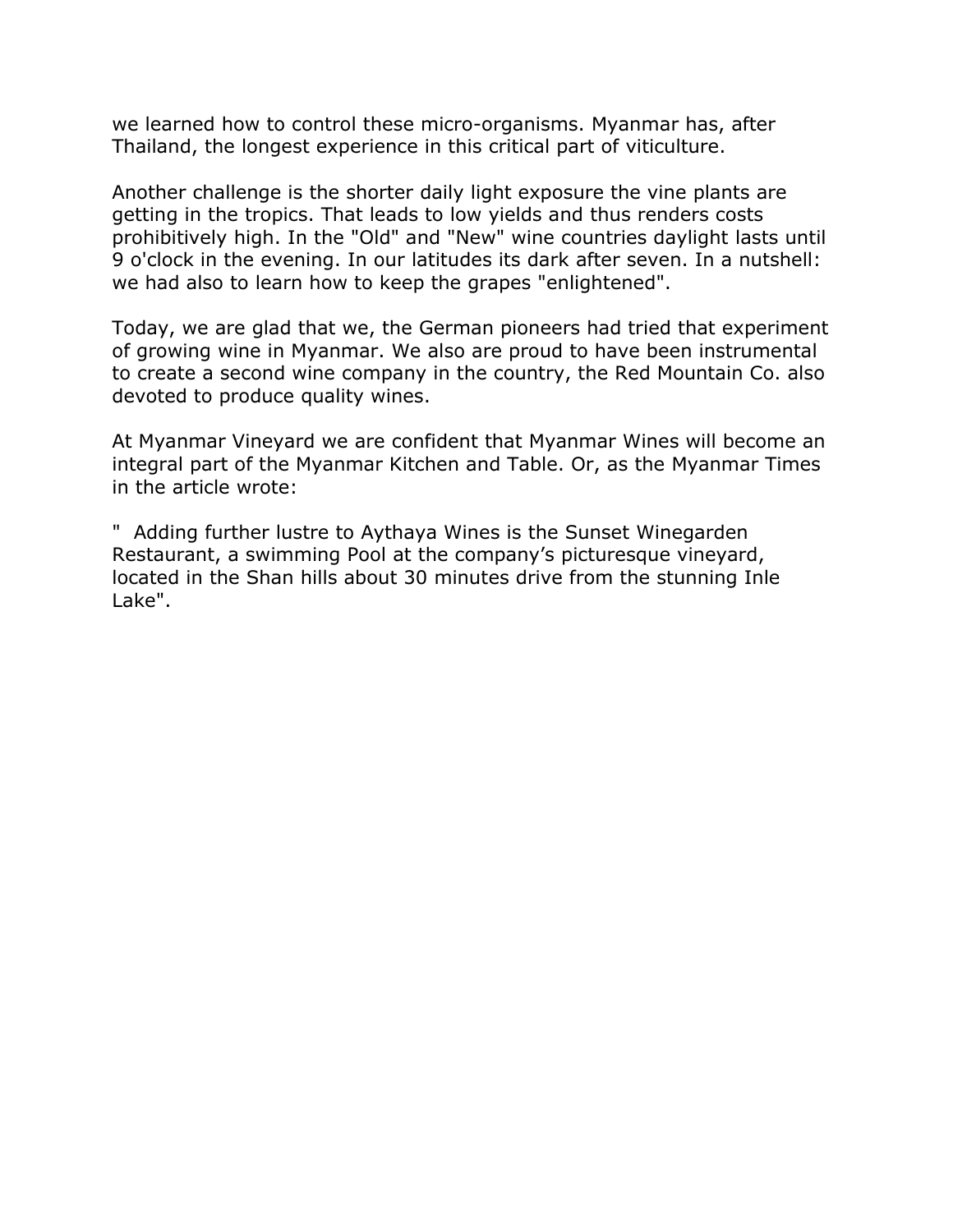we learned how to control these micro-organisms. Myanmar has, after Thailand, the longest experience in this critical part of viticulture.

Another challenge is the shorter daily light exposure the vine plants are getting in the tropics. That leads to low yields and thus renders costs prohibitively high. In the "Old" and "New" wine countries daylight lasts until 9 o'clock in the evening. In our latitudes its dark after seven. In a nutshell: we had also to learn how to keep the grapes "enlightened".

Today, we are glad that we, the German pioneers had tried that experiment of growing wine in Myanmar. We also are proud to have been instrumental to create a second wine company in the country, the Red Mountain Co. also devoted to produce quality wines.

At Myanmar Vineyard we are confident that Myanmar Wines will become an integral part of the Myanmar Kitchen and Table. Or, as the Myanmar Times in the article wrote:

"  Adding further lustre to Aythaya Wines is the Sunset Winegarden Restaurant, a swimming Pool at the company's picturesque vineyard, located in the Shan hills about 30 minutes drive from the stunning Inle Lake".